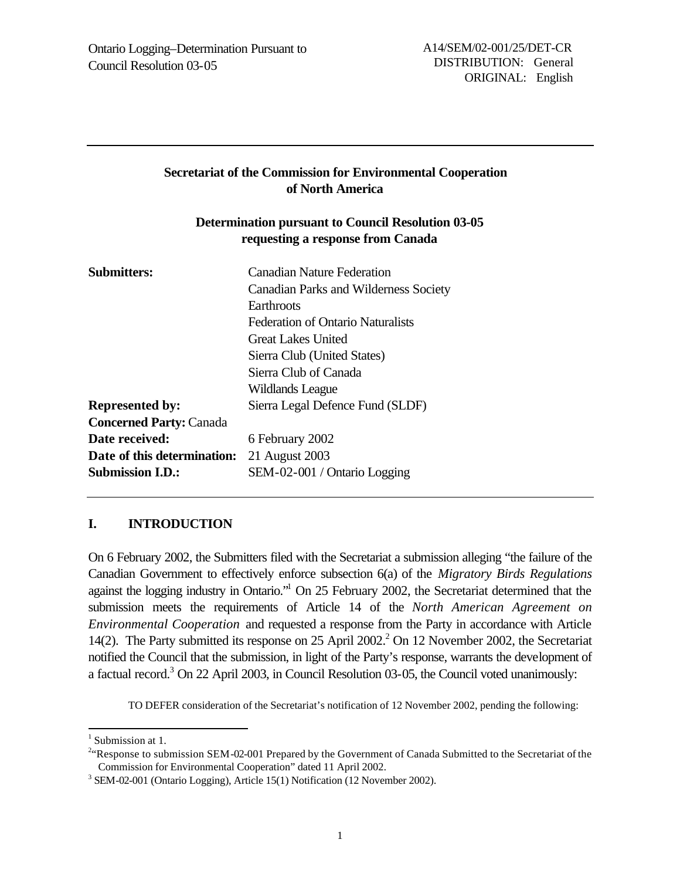Ontario Logging–Determination Pursuant to Council Resolution 03-05

A14/SEM/02-001/25/DET-CR
DISTRIBUTION: General
ORIGINAL: English

---

**Secretariat of the Commission for Environmental Cooperation of North America**

**Determination pursuant to Council Resolution 03-05 requesting a response from Canada**

| | |
|---|---|
| **Submitters:** | Canadian Nature Federation<br>Canadian Parks and Wilderness Society<br>Earthroots<br>Federation of Ontario Naturalists<br>Great Lakes United<br>Sierra Club (United States)<br>Sierra Club of Canada<br>Wildlands League |
| **Represented by:** | Sierra Legal Defence Fund (SLDF) |
| **Concerned Party:** | Canada |
| **Date received:** | 6 February 2002 |
| **Date of this determination:** | 21 August 2003 |
| **Submission I.D.:** | SEM-02-001 / Ontario Logging |

---

## I. INTRODUCTION

On 6 February 2002, the Submitters filed with the Secretariat a submission alleging "the failure of the Canadian Government to effectively enforce subsection 6(a) of the *Migratory Birds Regulations* against the logging industry in Ontario."[1] On 25 February 2002, the Secretariat determined that the submission meets the requirements of Article 14 of the *North American Agreement on Environmental Cooperation* and requested a response from the Party in accordance with Article 14(2). The Party submitted its response on 25 April 2002.[2] On 12 November 2002, the Secretariat notified the Council that the submission, in light of the Party's response, warrants the development of a factual record.[3] On 22 April 2003, in Council Resolution 03-05, the Council voted unanimously:

> TO DEFER consideration of the Secretariat's notification of 12 November 2002, pending the following:

---

[1] Submission at 1.

[2] "Response to submission SEM-02-001 Prepared by the Government of Canada Submitted to the Secretariat of the Commission for Environmental Cooperation" dated 11 April 2002.

[3] SEM-02-001 (Ontario Logging), Article 15(1) Notification (12 November 2002).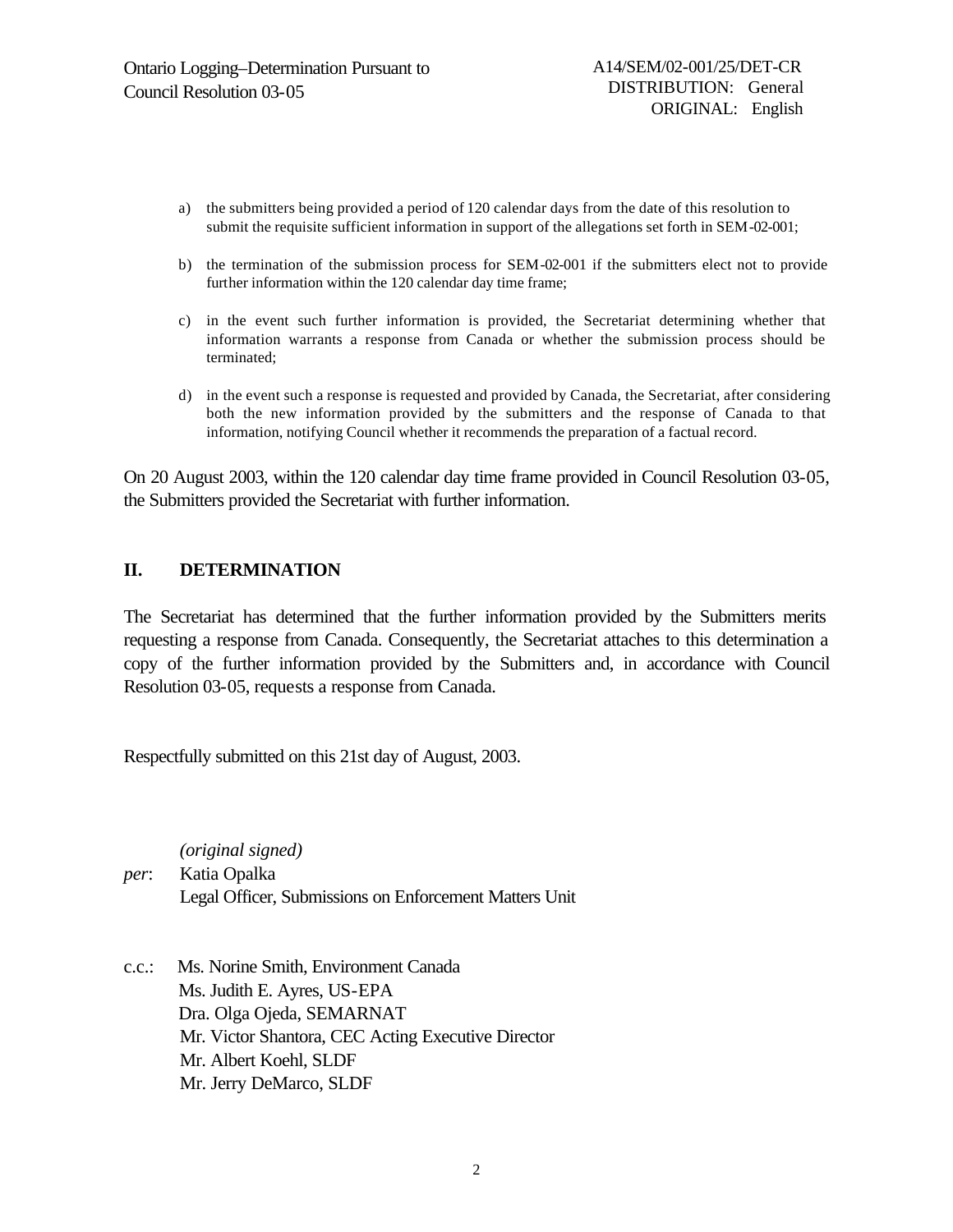a) the submitters being provided a period of 120 calendar days from the date of this resolution to submit the requisite sufficient information in support of the allegations set forth in SEM-02-001;

b) the termination of the submission process for SEM-02-001 if the submitters elect not to provide further information within the 120 calendar day time frame;

c) in the event such further information is provided, the Secretariat determining whether that information warrants a response from Canada or whether the submission process should be terminated;

d) in the event such a response is requested and provided by Canada, the Secretariat, after considering both the new information provided by the submitters and the response of Canada to that information, notifying Council whether it recommends the preparation of a factual record.

On 20 August 2003, within the 120 calendar day time frame provided in Council Resolution 03-05, the Submitters provided the Secretariat with further information.

## II. DETERMINATION

The Secretariat has determined that the further information provided by the Submitters merits requesting a response from Canada. Consequently, the Secretariat attaches to this determination a copy of the further information provided by the Submitters and, in accordance with Council Resolution 03-05, requests a response from Canada.

Respectfully submitted on this 21st day of August, 2003.

*(original signed)*

*per*: Katia Opalka
Legal Officer, Submissions on Enforcement Matters Unit

c.c.: Ms. Norine Smith, Environment Canada
Ms. Judith E. Ayres, US-EPA
Dra. Olga Ojeda, SEMARNAT
Mr. Victor Shantora, CEC Acting Executive Director
Mr. Albert Koehl, SLDF
Mr. Jerry DeMarco, SLDF